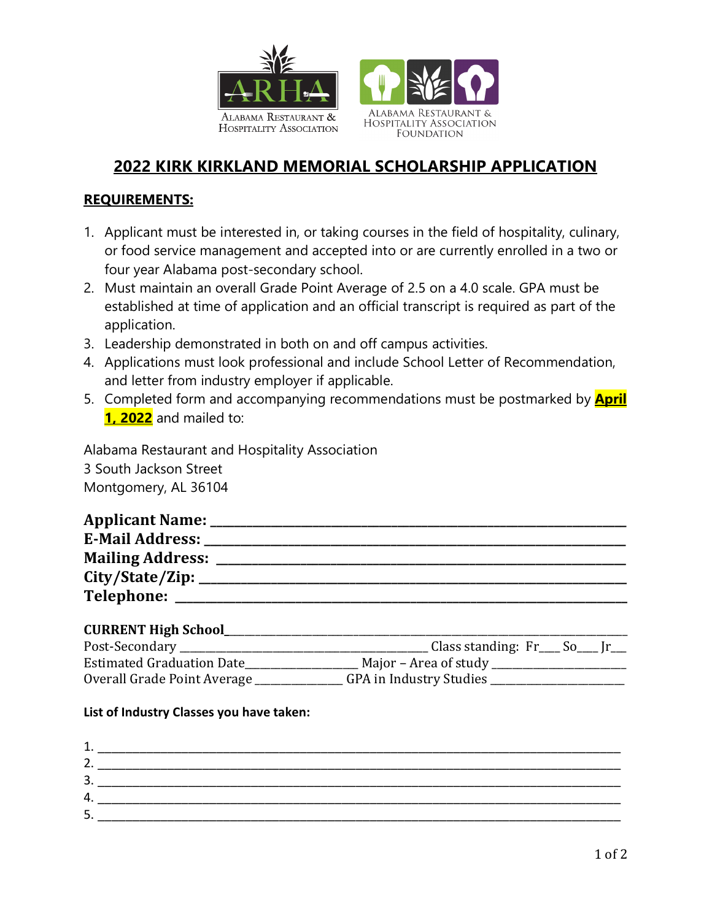ALABAMA RESTAURANT & HOSPITALITY ASSOCIATION

ALABAMA RESTAURANT & HOSPITALITY ASSOCIATION FOUNDATION

# 2022 KIRK KIRKLAND MEMORIAL SCHOLARSHIP APPLICATION

## REQUIREMENTS:

1. Applicant must be interested in, or taking courses in the field of hospitality, culinary, or food service management and accepted into or are currently enrolled in a two or four year Alabama post-secondary school.
2. Must maintain an overall Grade Point Average of 2.5 on a 4.0 scale. GPA must be established at time of application and an official transcript is required as part of the application.
3. Leadership demonstrated in both on and off campus activities.
4. Applications must look professional and include School Letter of Recommendation, and letter from industry employer if applicable.
5. Completed form and accompanying recommendations must be postmarked by **April 1, 2022** and mailed to:

Alabama Restaurant and Hospitality Association
3 South Jackson Street
Montgomery, AL 36104

**Applicant Name:** ______________________________________________
**E-Mail Address:** ______________________________________________
**Mailing Address:** ______________________________________________
**City/State/Zip:** ______________________________________________
**Telephone:** ______________________________________________

**CURRENT High School**______________________________________________
Post-Secondary ______________________________ Class standing: Fr___ So___ Jr___
Estimated Graduation Date______________ Major – Area of study ________________
Overall Grade Point Average ____________ GPA in Industry Studies ________________

**List of Industry Classes you have taken:**

1. ______________________________________________
2. ______________________________________________
3. ______________________________________________
4. ______________________________________________
5. ______________________________________________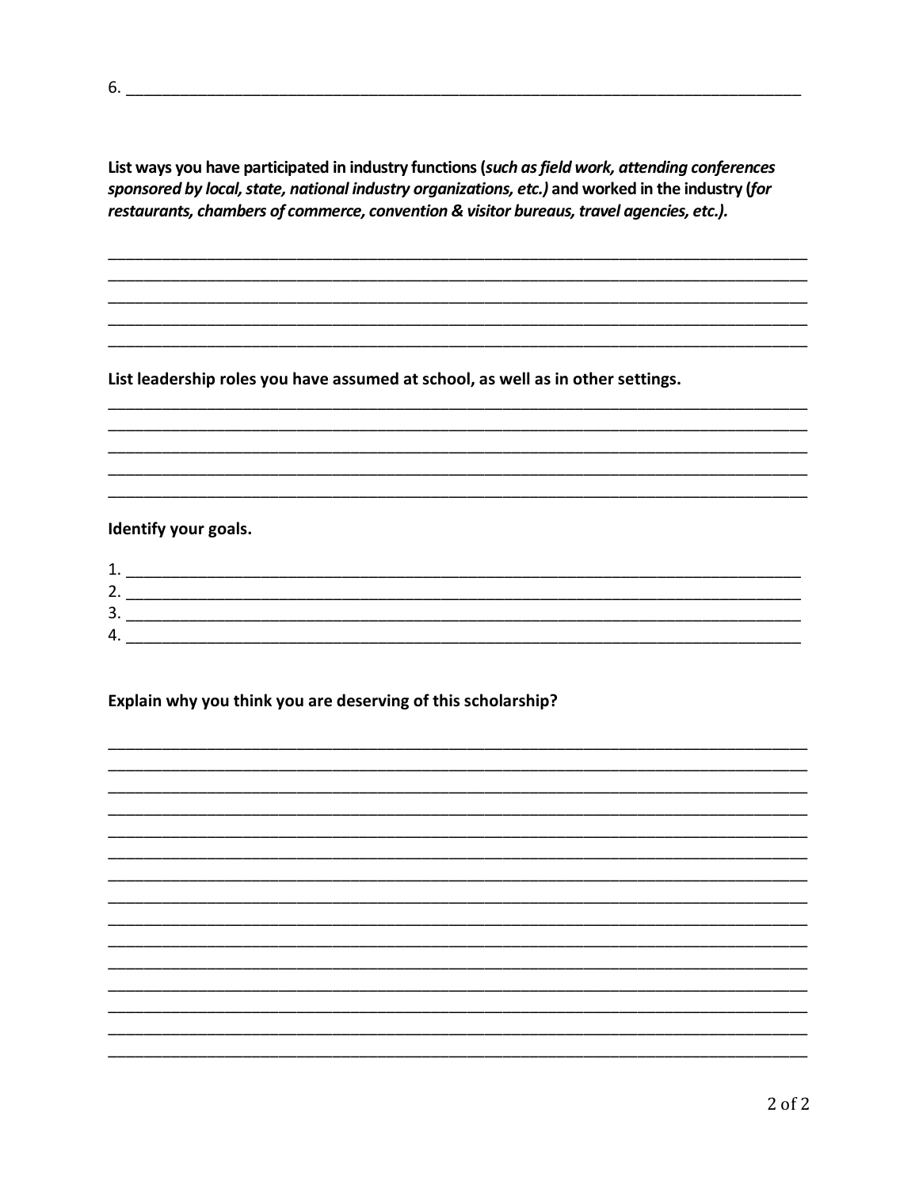6. ______________________________________________________________________________

**List ways you have participated in industry functions (*such as field work, attending conferences sponsored by local, state, national industry organizations, etc.*) and worked in the industry (*for restaurants, chambers of commerce, convention & visitor bureaus, travel agencies, etc.*).**

________________________________________________________________________________
________________________________________________________________________________
________________________________________________________________________________
________________________________________________________________________________
________________________________________________________________________________

**List leadership roles you have assumed at school, as well as in other settings.**

________________________________________________________________________________
________________________________________________________________________________
________________________________________________________________________________
________________________________________________________________________________
________________________________________________________________________________

**Identify your goals.**

1. ______________________________________________________________________________
2. ______________________________________________________________________________
3. ______________________________________________________________________________
4. ______________________________________________________________________________

**Explain why you think you are deserving of this scholarship?**

________________________________________________________________________________
________________________________________________________________________________
________________________________________________________________________________
________________________________________________________________________________
________________________________________________________________________________
________________________________________________________________________________
________________________________________________________________________________
________________________________________________________________________________
________________________________________________________________________________
________________________________________________________________________________
________________________________________________________________________________
________________________________________________________________________________
________________________________________________________________________________
________________________________________________________________________________
________________________________________________________________________________